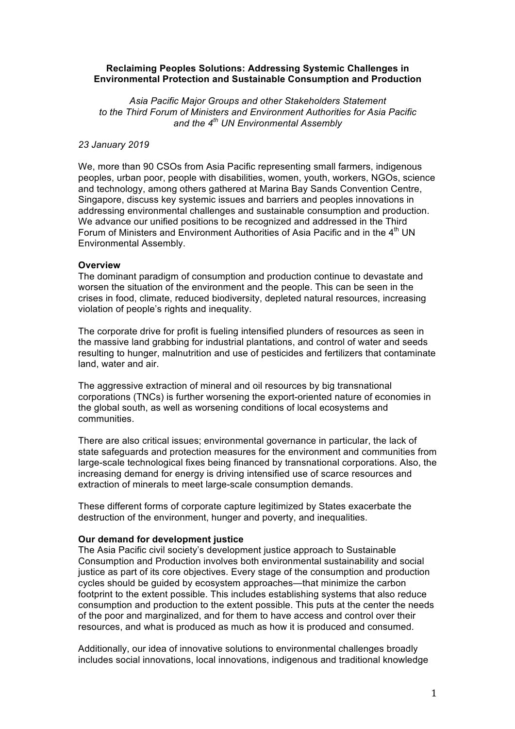**Reclaiming Peoples Solutions: Addressing Systemic Challenges in Environmental Protection and Sustainable Consumption and Production**

*Asia Pacific Major Groups and other Stakeholders Statement to the Third Forum of Ministers and Environment Authorities for Asia Pacific and the 4th UN Environmental Assembly*

*23 January 2019*

We, more than 90 CSOs from Asia Pacific representing small farmers, indigenous peoples, urban poor, people with disabilities, women, youth, workers, NGOs, science and technology, among others gathered at Marina Bay Sands Convention Centre, Singapore, discuss key systemic issues and barriers and peoples innovations in addressing environmental challenges and sustainable consumption and production. We advance our unified positions to be recognized and addressed in the Third Forum of Ministers and Environment Authorities of Asia Pacific and in the 4th UN Environmental Assembly.

**Overview**

The dominant paradigm of consumption and production continue to devastate and worsen the situation of the environment and the people. This can be seen in the crises in food, climate, reduced biodiversity, depleted natural resources, increasing violation of people's rights and inequality.

The corporate drive for profit is fueling intensified plunders of resources as seen in the massive land grabbing for industrial plantations, and control of water and seeds resulting to hunger, malnutrition and use of pesticides and fertilizers that contaminate land, water and air.

The aggressive extraction of mineral and oil resources by big transnational corporations (TNCs) is further worsening the export-oriented nature of economies in the global south, as well as worsening conditions of local ecosystems and communities.

There are also critical issues; environmental governance in particular, the lack of state safeguards and protection measures for the environment and communities from large-scale technological fixes being financed by transnational corporations. Also, the increasing demand for energy is driving intensified use of scarce resources and extraction of minerals to meet large-scale consumption demands.

These different forms of corporate capture legitimized by States exacerbate the destruction of the environment, hunger and poverty, and inequalities.

**Our demand for development justice**

The Asia Pacific civil society's development justice approach to Sustainable Consumption and Production involves both environmental sustainability and social justice as part of its core objectives. Every stage of the consumption and production cycles should be guided by ecosystem approaches—that minimize the carbon footprint to the extent possible. This includes establishing systems that also reduce consumption and production to the extent possible. This puts at the center the needs of the poor and marginalized, and for them to have access and control over their resources, and what is produced as much as how it is produced and consumed.

Additionally, our idea of innovative solutions to environmental challenges broadly includes social innovations, local innovations, indigenous and traditional knowledge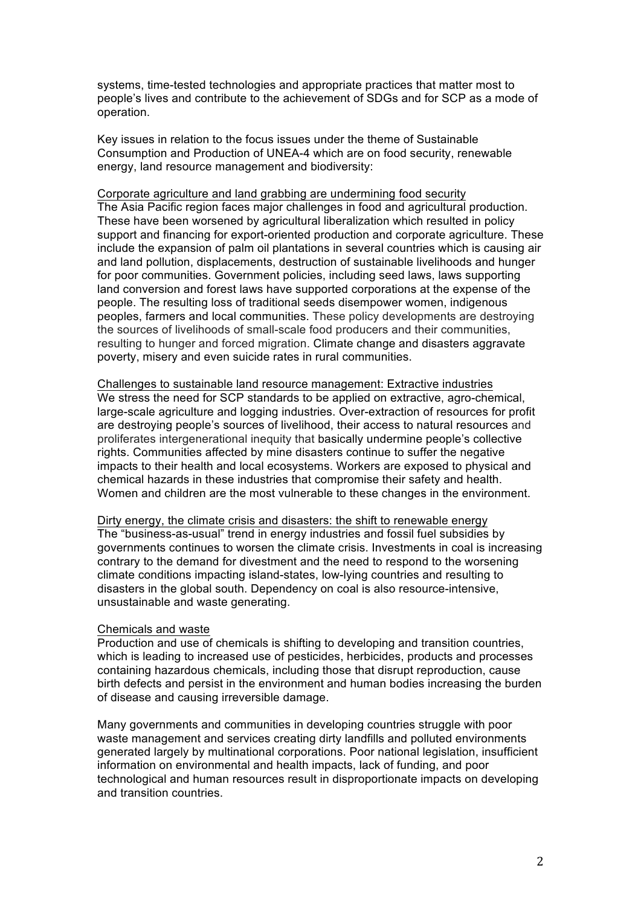systems, time-tested technologies and appropriate practices that matter most to people's lives and contribute to the achievement of SDGs and for SCP as a mode of operation.

Key issues in relation to the focus issues under the theme of Sustainable Consumption and Production of UNEA-4 which are on food security, renewable energy, land resource management and biodiversity:

<u>Corporate agriculture and land grabbing are undermining food security</u>
The Asia Pacific region faces major challenges in food and agricultural production. These have been worsened by agricultural liberalization which resulted in policy support and financing for export-oriented production and corporate agriculture. These include the expansion of palm oil plantations in several countries which is causing air and land pollution, displacements, destruction of sustainable livelihoods and hunger for poor communities. Government policies, including seed laws, laws supporting land conversion and forest laws have supported corporations at the expense of the people. The resulting loss of traditional seeds disempower women, indigenous peoples, farmers and local communities. These policy developments are destroying the sources of livelihoods of small-scale food producers and their communities, resulting to hunger and forced migration. Climate change and disasters aggravate poverty, misery and even suicide rates in rural communities.

<u>Challenges to sustainable land resource management: Extractive industries</u>
We stress the need for SCP standards to be applied on extractive, agro-chemical, large-scale agriculture and logging industries. Over-extraction of resources for profit are destroying people's sources of livelihood, their access to natural resources and proliferates intergenerational inequity that basically undermine people's collective rights. Communities affected by mine disasters continue to suffer the negative impacts to their health and local ecosystems. Workers are exposed to physical and chemical hazards in these industries that compromise their safety and health. Women and children are the most vulnerable to these changes in the environment.

<u>Dirty energy, the climate crisis and disasters: the shift to renewable energy</u>
The "business-as-usual" trend in energy industries and fossil fuel subsidies by governments continues to worsen the climate crisis. Investments in coal is increasing contrary to the demand for divestment and the need to respond to the worsening climate conditions impacting island-states, low-lying countries and resulting to disasters in the global south. Dependency on coal is also resource-intensive, unsustainable and waste generating.

<u>Chemicals and waste</u>
Production and use of chemicals is shifting to developing and transition countries, which is leading to increased use of pesticides, herbicides, products and processes containing hazardous chemicals, including those that disrupt reproduction, cause birth defects and persist in the environment and human bodies increasing the burden of disease and causing irreversible damage.

Many governments and communities in developing countries struggle with poor waste management and services creating dirty landfills and polluted environments generated largely by multinational corporations. Poor national legislation, insufficient information on environmental and health impacts, lack of funding, and poor technological and human resources result in disproportionate impacts on developing and transition countries.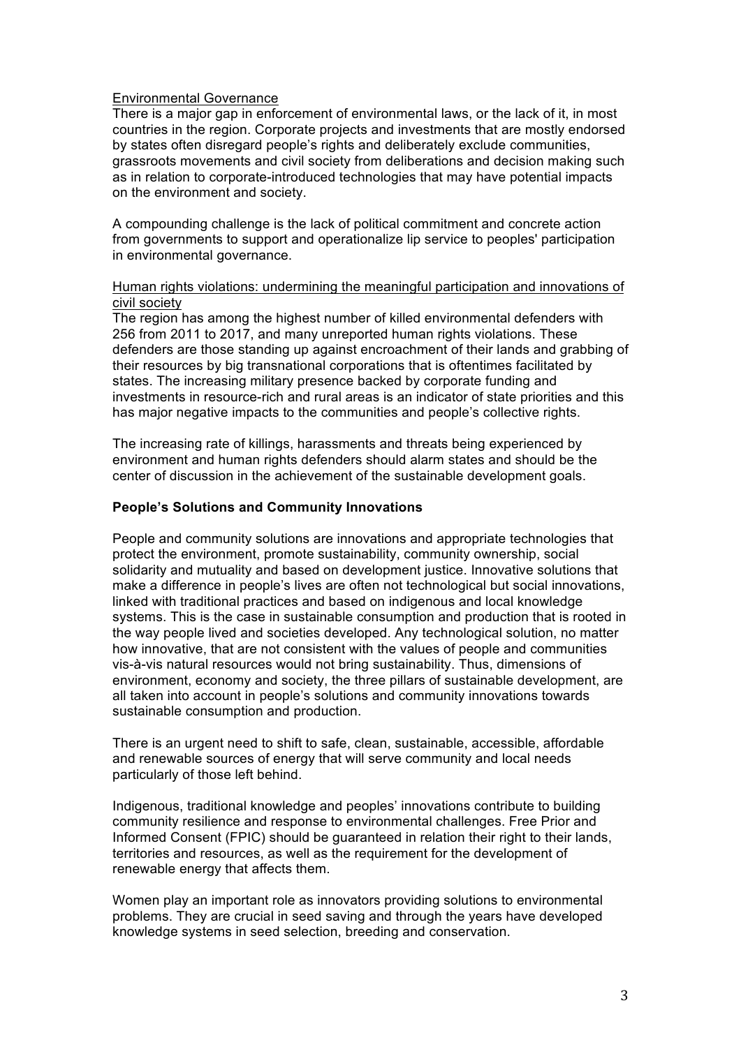Environmental Governance

There is a major gap in enforcement of environmental laws, or the lack of it, in most countries in the region. Corporate projects and investments that are mostly endorsed by states often disregard people's rights and deliberately exclude communities, grassroots movements and civil society from deliberations and decision making such as in relation to corporate-introduced technologies that may have potential impacts on the environment and society.

A compounding challenge is the lack of political commitment and concrete action from governments to support and operationalize lip service to peoples' participation in environmental governance.

Human rights violations: undermining the meaningful participation and innovations of civil society

The region has among the highest number of killed environmental defenders with 256 from 2011 to 2017, and many unreported human rights violations. These defenders are those standing up against encroachment of their lands and grabbing of their resources by big transnational corporations that is oftentimes facilitated by states. The increasing military presence backed by corporate funding and investments in resource-rich and rural areas is an indicator of state priorities and this has major negative impacts to the communities and people's collective rights.

The increasing rate of killings, harassments and threats being experienced by environment and human rights defenders should alarm states and should be the center of discussion in the achievement of the sustainable development goals.

**People's Solutions and Community Innovations**

People and community solutions are innovations and appropriate technologies that protect the environment, promote sustainability, community ownership, social solidarity and mutuality and based on development justice. Innovative solutions that make a difference in people's lives are often not technological but social innovations, linked with traditional practices and based on indigenous and local knowledge systems. This is the case in sustainable consumption and production that is rooted in the way people lived and societies developed. Any technological solution, no matter how innovative, that are not consistent with the values of people and communities vis-à-vis natural resources would not bring sustainability. Thus, dimensions of environment, economy and society, the three pillars of sustainable development, are all taken into account in people's solutions and community innovations towards sustainable consumption and production.

There is an urgent need to shift to safe, clean, sustainable, accessible, affordable and renewable sources of energy that will serve community and local needs particularly of those left behind.

Indigenous, traditional knowledge and peoples' innovations contribute to building community resilience and response to environmental challenges. Free Prior and Informed Consent (FPIC) should be guaranteed in relation their right to their lands, territories and resources, as well as the requirement for the development of renewable energy that affects them.

Women play an important role as innovators providing solutions to environmental problems. They are crucial in seed saving and through the years have developed knowledge systems in seed selection, breeding and conservation.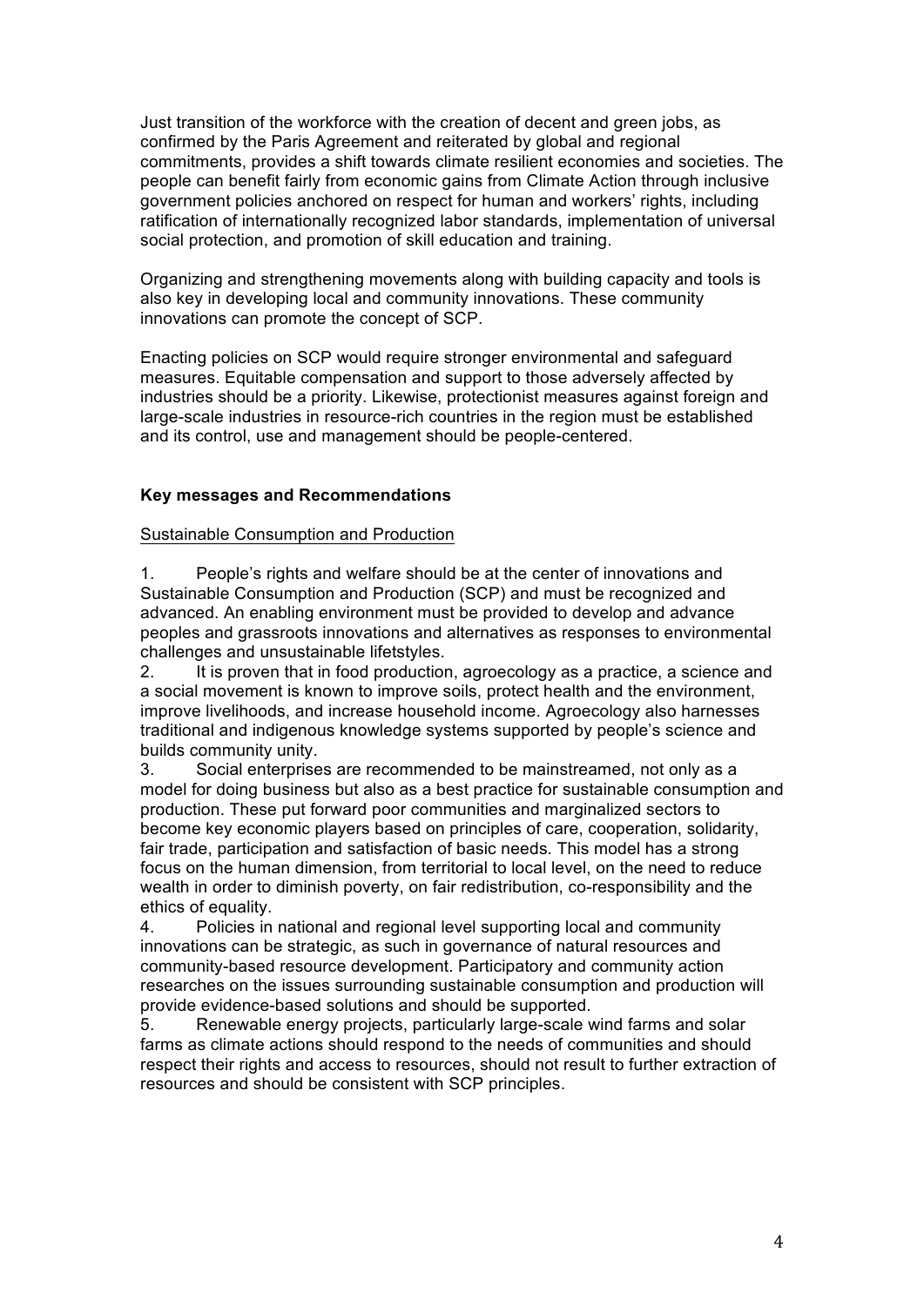Just transition of the workforce with the creation of decent and green jobs, as confirmed by the Paris Agreement and reiterated by global and regional commitments, provides a shift towards climate resilient economies and societies. The people can benefit fairly from economic gains from Climate Action through inclusive government policies anchored on respect for human and workers' rights, including ratification of internationally recognized labor standards, implementation of universal social protection, and promotion of skill education and training.

Organizing and strengthening movements along with building capacity and tools is also key in developing local and community innovations. These community innovations can promote the concept of SCP.

Enacting policies on SCP would require stronger environmental and safeguard measures. Equitable compensation and support to those adversely affected by industries should be a priority. Likewise, protectionist measures against foreign and large-scale industries in resource-rich countries in the region must be established and its control, use and management should be people-centered.

**Key messages and Recommendations**

<u>Sustainable Consumption and Production</u>

1. People's rights and welfare should be at the center of innovations and Sustainable Consumption and Production (SCP) and must be recognized and advanced. An enabling environment must be provided to develop and advance peoples and grassroots innovations and alternatives as responses to environmental challenges and unsustainable lifetstyles.
2. It is proven that in food production, agroecology as a practice, a science and a social movement is known to improve soils, protect health and the environment, improve livelihoods, and increase household income. Agroecology also harnesses traditional and indigenous knowledge systems supported by people's science and builds community unity.
3. Social enterprises are recommended to be mainstreamed, not only as a model for doing business but also as a best practice for sustainable consumption and production. These put forward poor communities and marginalized sectors to become key economic players based on principles of care, cooperation, solidarity, fair trade, participation and satisfaction of basic needs. This model has a strong focus on the human dimension, from territorial to local level, on the need to reduce wealth in order to diminish poverty, on fair redistribution, co-responsibility and the ethics of equality.
4. Policies in national and regional level supporting local and community innovations can be strategic, as such in governance of natural resources and community-based resource development. Participatory and community action researches on the issues surrounding sustainable consumption and production will provide evidence-based solutions and should be supported.
5. Renewable energy projects, particularly large-scale wind farms and solar farms as climate actions should respond to the needs of communities and should respect their rights and access to resources, should not result to further extraction of resources and should be consistent with SCP principles.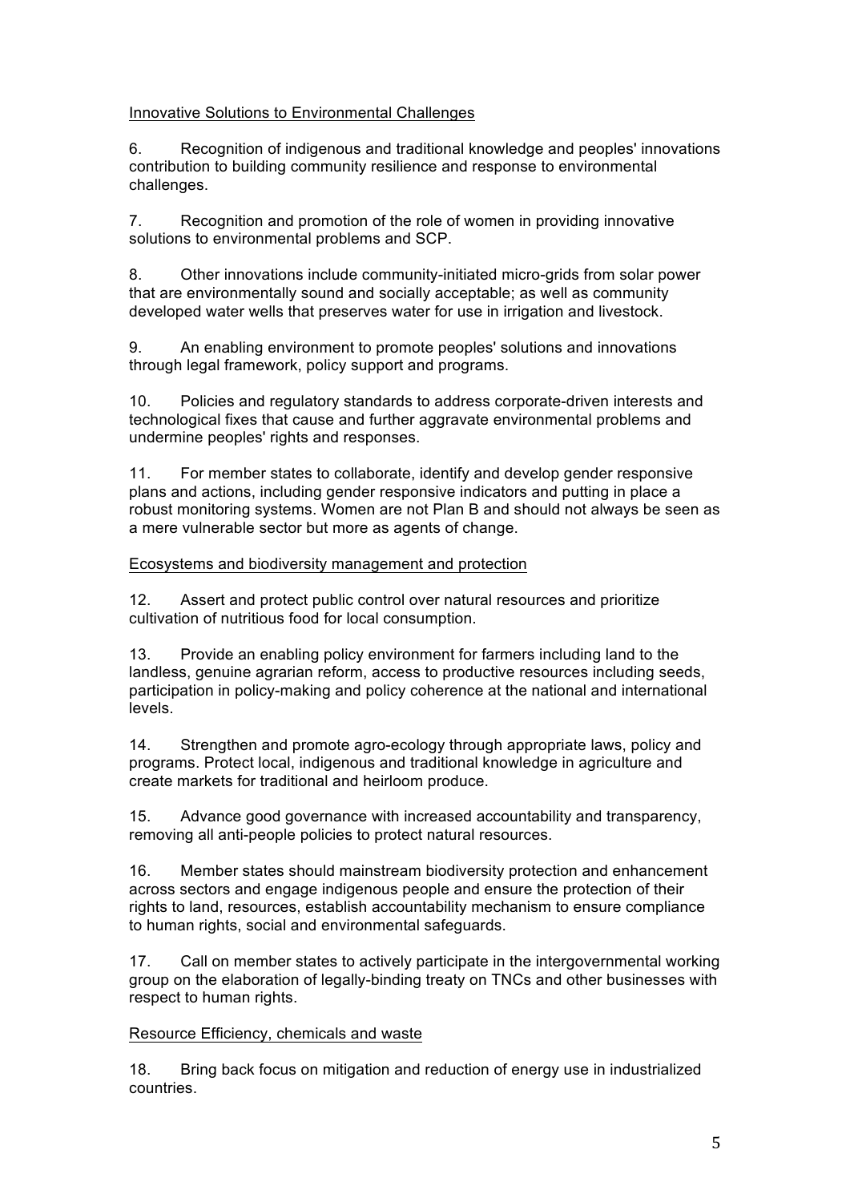Innovative Solutions to Environmental Challenges

6. Recognition of indigenous and traditional knowledge and peoples' innovations contribution to building community resilience and response to environmental challenges.

7. Recognition and promotion of the role of women in providing innovative solutions to environmental problems and SCP.

8. Other innovations include community-initiated micro-grids from solar power that are environmentally sound and socially acceptable; as well as community developed water wells that preserves water for use in irrigation and livestock.

9. An enabling environment to promote peoples' solutions and innovations through legal framework, policy support and programs.

10. Policies and regulatory standards to address corporate-driven interests and technological fixes that cause and further aggravate environmental problems and undermine peoples' rights and responses.

11. For member states to collaborate, identify and develop gender responsive plans and actions, including gender responsive indicators and putting in place a robust monitoring systems. Women are not Plan B and should not always be seen as a mere vulnerable sector but more as agents of change.

Ecosystems and biodiversity management and protection

12. Assert and protect public control over natural resources and prioritize cultivation of nutritious food for local consumption.

13. Provide an enabling policy environment for farmers including land to the landless, genuine agrarian reform, access to productive resources including seeds, participation in policy-making and policy coherence at the national and international levels.

14. Strengthen and promote agro-ecology through appropriate laws, policy and programs. Protect local, indigenous and traditional knowledge in agriculture and create markets for traditional and heirloom produce.

15. Advance good governance with increased accountability and transparency, removing all anti-people policies to protect natural resources.

16. Member states should mainstream biodiversity protection and enhancement across sectors and engage indigenous people and ensure the protection of their rights to land, resources, establish accountability mechanism to ensure compliance to human rights, social and environmental safeguards.

17. Call on member states to actively participate in the intergovernmental working group on the elaboration of legally-binding treaty on TNCs and other businesses with respect to human rights.

Resource Efficiency, chemicals and waste

18. Bring back focus on mitigation and reduction of energy use in industrialized countries.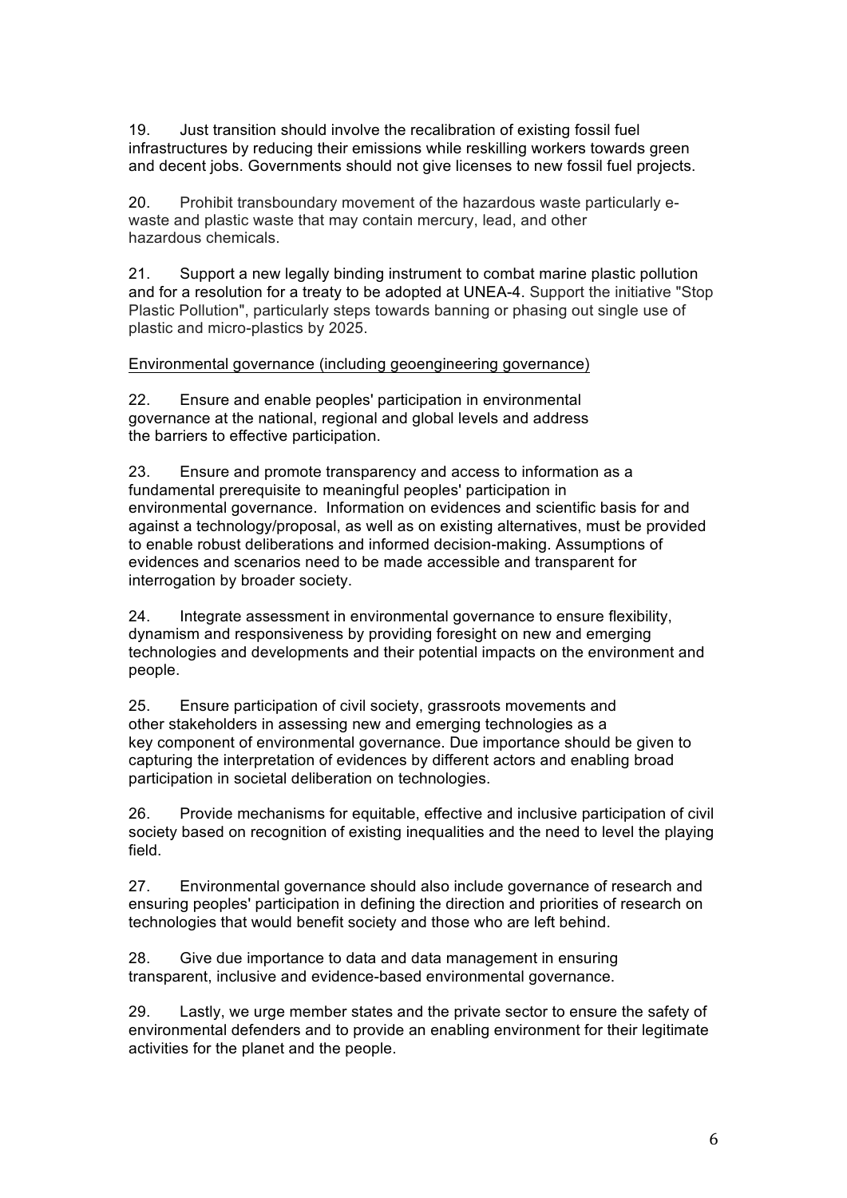19. Just transition should involve the recalibration of existing fossil fuel infrastructures by reducing their emissions while reskilling workers towards green and decent jobs. Governments should not give licenses to new fossil fuel projects.

20. Prohibit transboundary movement of the hazardous waste particularly e-waste and plastic waste that may contain mercury, lead, and other hazardous chemicals.

21. Support a new legally binding instrument to combat marine plastic pollution and for a resolution for a treaty to be adopted at UNEA-4. Support the initiative "Stop Plastic Pollution", particularly steps towards banning or phasing out single use of plastic and micro-plastics by 2025.

<u>Environmental governance (including geoengineering governance)</u>

22. Ensure and enable peoples' participation in environmental governance at the national, regional and global levels and address the barriers to effective participation.

23. Ensure and promote transparency and access to information as a fundamental prerequisite to meaningful peoples' participation in environmental governance. Information on evidences and scientific basis for and against a technology/proposal, as well as on existing alternatives, must be provided to enable robust deliberations and informed decision-making. Assumptions of evidences and scenarios need to be made accessible and transparent for interrogation by broader society.

24. Integrate assessment in environmental governance to ensure flexibility, dynamism and responsiveness by providing foresight on new and emerging technologies and developments and their potential impacts on the environment and people.

25. Ensure participation of civil society, grassroots movements and other stakeholders in assessing new and emerging technologies as a key component of environmental governance. Due importance should be given to capturing the interpretation of evidences by different actors and enabling broad participation in societal deliberation on technologies.

26. Provide mechanisms for equitable, effective and inclusive participation of civil society based on recognition of existing inequalities and the need to level the playing field.

27. Environmental governance should also include governance of research and ensuring peoples' participation in defining the direction and priorities of research on technologies that would benefit society and those who are left behind.

28. Give due importance to data and data management in ensuring transparent, inclusive and evidence-based environmental governance.

29. Lastly, we urge member states and the private sector to ensure the safety of environmental defenders and to provide an enabling environment for their legitimate activities for the planet and the people.